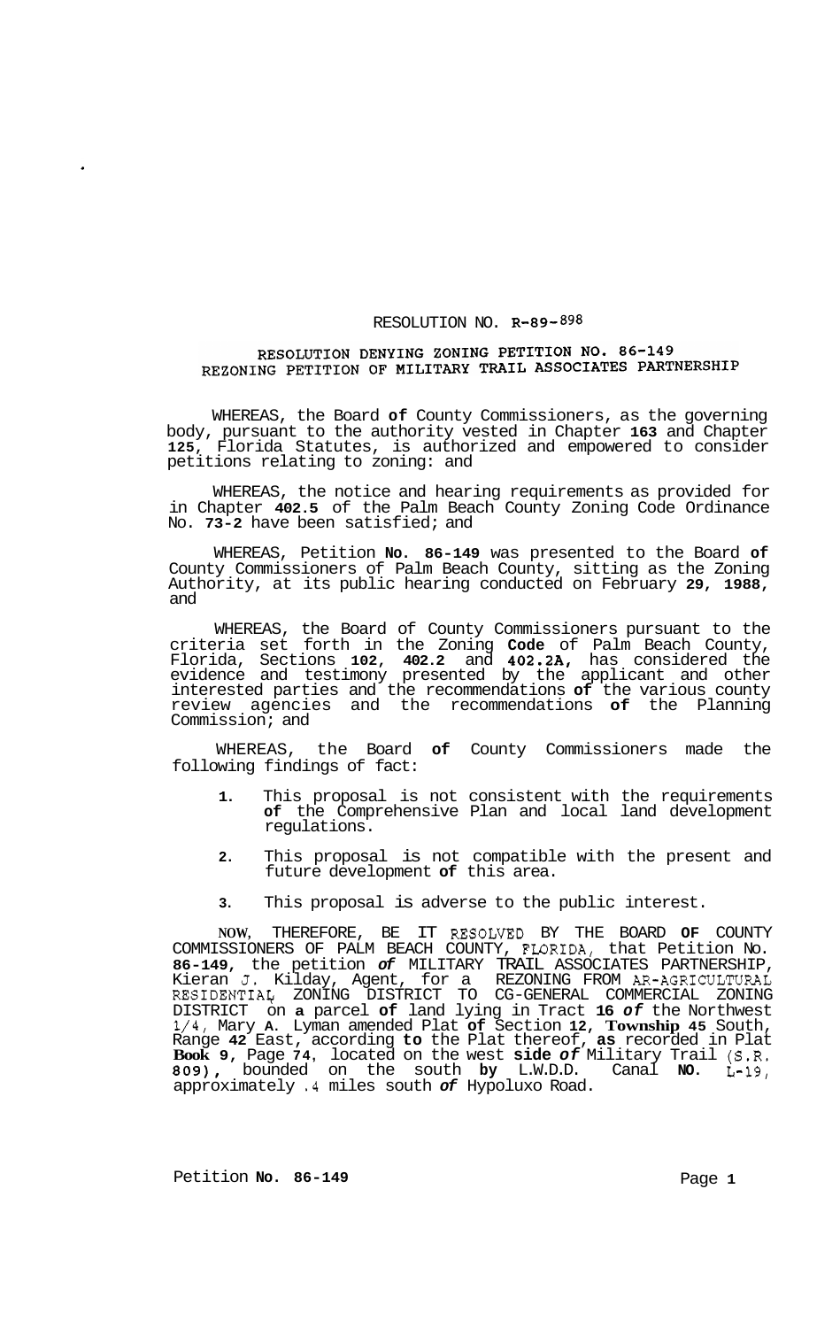RESOLUTION NO. R-89-898

## RESOLUTION DENYING ZONING PETITION NO. 86-149
## REZONING PETITION OF MILITARY TRAIL ASSOCIATES PARTNERSHIP

WHEREAS, the Board of County Commissioners, as the governing body, pursuant to the authority vested in Chapter 163 and Chapter 125, Florida Statutes, is authorized and empowered to consider petitions relating to zoning: and

WHEREAS, the notice and hearing requirements as provided for in Chapter 402.5 of the Palm Beach County Zoning Code Ordinance No. 73-2 have been satisfied; and

WHEREAS, Petition No. 86-149 was presented to the Board of County Commissioners of Palm Beach County, sitting as the Zoning Authority, at its public hearing conducted on February 29, 1988, and

WHEREAS, the Board of County Commissioners pursuant to the criteria set forth in the Zoning Code of Palm Beach County, Florida, Sections 102, 402.2 and 402.2A, has considered the evidence and testimony presented by the applicant and other interested parties and the recommendations of the various county review agencies and the recommendations of the Planning Commission; and

WHEREAS, the Board of County Commissioners made the following findings of fact:

1. This proposal is not consistent with the requirements of the Comprehensive Plan and local land development regulations.
2. This proposal is not compatible with the present and future development of this area.
3. This proposal is adverse to the public interest.

NOW, THEREFORE, BE IT RESOLVED BY THE BOARD OF COUNTY COMMISSIONERS OF PALM BEACH COUNTY, FLORIDA, that Petition No. 86-149, the petition of MILITARY TRAIL ASSOCIATES PARTNERSHIP, Kieran J. Kilday, Agent, for a REZONING FROM AR-AGRICULTURAL RESIDENTIAL ZONING DISTRICT TO CG-GENERAL COMMERCIAL ZONING DISTRICT on a parcel of land lying in Tract 16 of the Northwest 1/4, Mary A. Lyman amended Plat of Section 12, Township 45 South, Range 42 East, according to the Plat thereof, as recorded in Plat Book 9, Page 74, located on the west side of Military Trail (S.R. 809), bounded on the south by L.W.D.D. Canal NO. L-19, approximately .4 miles south of Hypoluxo Road.

Petition No. 86-149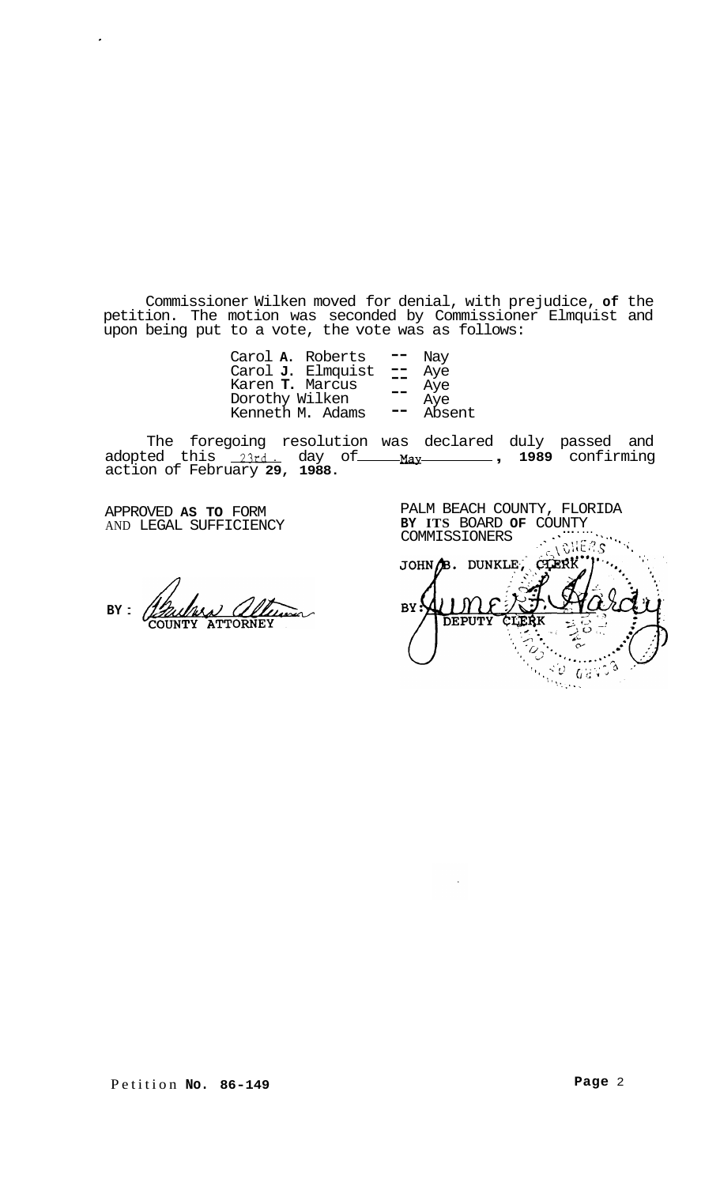Commissioner Wilken moved for denial, with prejudice, of the petition. The motion was seconded by Commissioner Elmquist and upon being put to a vote, the vote was as follows:

| | | |
|---|---|---|
| Carol A. Roberts | -- | Nay |
| Carol J. Elmquist | -- | Aye |
| Karen T. Marcus | -- | Aye |
| Dorothy Wilken | -- | Aye |
| Kenneth M. Adams | -- | Absent |

The foregoing resolution was declared duly passed and adopted this 23rd day of May, 1989 confirming action of February 29, 1988.

APPROVED AS TO FORM
AND LEGAL SUFFICIENCY

BY: COUNTY ATTORNEY

PALM BEACH COUNTY, FLORIDA
BY ITS BOARD OF COUNTY
COMMISSIONERS

JOHN B. DUNKLE, CLERK

BY: DEPUTY CLERK

Petition No. 86-149